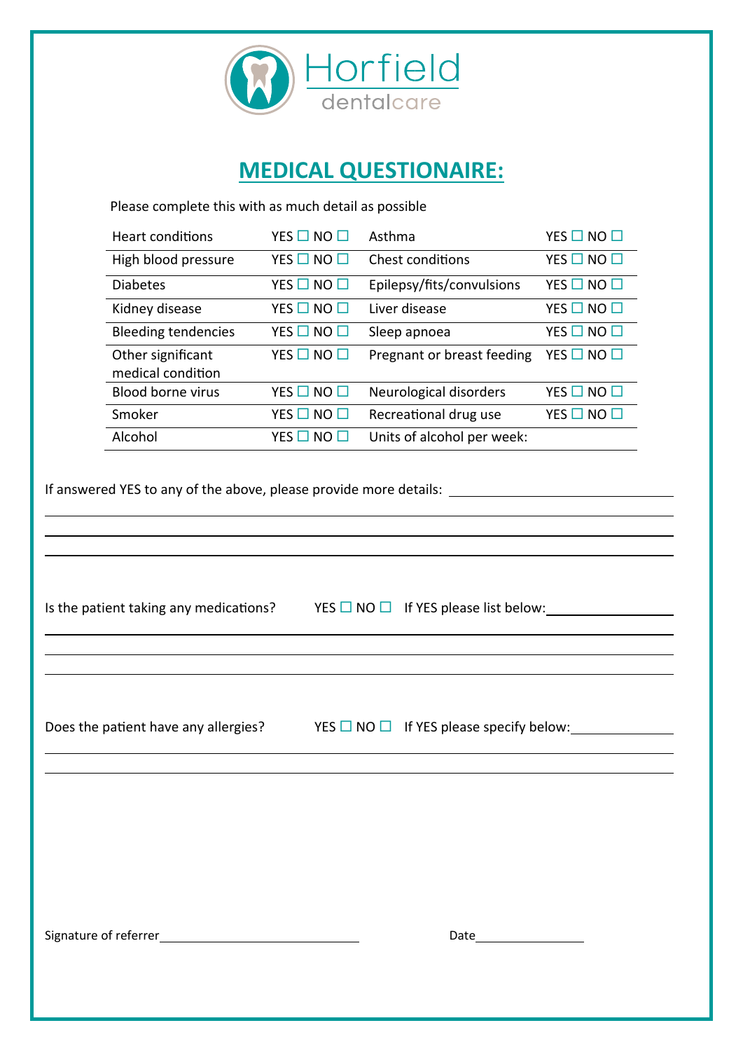Horfield dentalcare

# MEDICAL QUESTIONAIRE:

Please complete this with as much detail as possible

| | | | |
|---|---|---|---|
| Heart conditions | YES ☐ NO ☐ | Asthma | YES ☐ NO ☐ |
| High blood pressure | YES ☐ NO ☐ | Chest conditions | YES ☐ NO ☐ |
| Diabetes | YES ☐ NO ☐ | Epilepsy/fits/convulsions | YES ☐ NO ☐ |
| Kidney disease | YES ☐ NO ☐ | Liver disease | YES ☐ NO ☐ |
| Bleeding tendencies | YES ☐ NO ☐ | Sleep apnoea | YES ☐ NO ☐ |
| Other significant medical condition | YES ☐ NO ☐ | Pregnant or breast feeding | YES ☐ NO ☐ |
| Blood borne virus | YES ☐ NO ☐ | Neurological disorders | YES ☐ NO ☐ |
| Smoker | YES ☐ NO ☐ | Recreational drug use | YES ☐ NO ☐ |
| Alcohol | YES ☐ NO ☐ | Units of alcohol per week: | |

If answered YES to any of the above, please provide more details: ______________________

______________________________________________________________________________

______________________________________________________________________________

______________________________________________________________________________

Is the patient taking any medications? YES ☐ NO ☐ If YES please list below: ______________

______________________________________________________________________________

______________________________________________________________________________

______________________________________________________________________________

Does the patient have any allergies? YES ☐ NO ☐ If YES please specify below: ____________

______________________________________________________________________________

______________________________________________________________________________

Signature of referrer______________________________ Date________________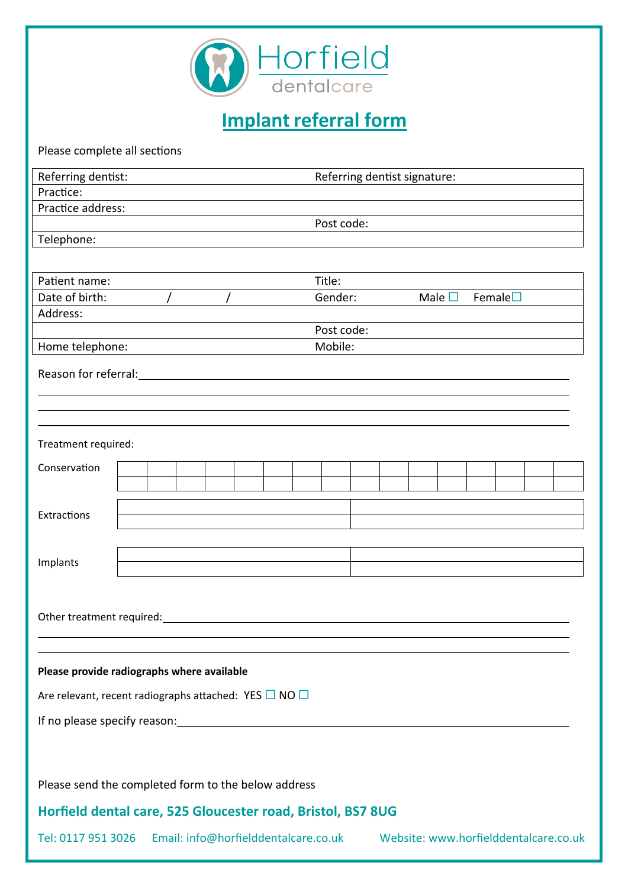Horfield dentalcare

# Implant referral form

Please complete all sections

| | |
|---|---|
| Referring dentist: | Referring dentist signature: |
| Practice: | |
| Practice address: | |
| | Post code: |
| Telephone: | |

| | |
|---|---|
| Patient name: | Title: |
| Date of birth: / / | Gender: Male ☐ Female☐ |
| Address: | |
| | Post code: |
| Home telephone: | Mobile: |

Reason for referral:\_\_\_\_\_\_\_\_\_\_\_\_\_\_\_\_\_\_\_\_\_\_\_\_\_\_\_\_\_\_\_\_\_\_\_\_\_\_\_\_

\_\_\_\_\_\_\_\_\_\_\_\_\_\_\_\_\_\_\_\_\_\_\_\_\_\_\_\_\_\_\_\_\_\_\_\_\_\_\_\_\_\_\_\_\_\_\_\_\_\_\_\_\_\_\_\_

\_\_\_\_\_\_\_\_\_\_\_\_\_\_\_\_\_\_\_\_\_\_\_\_\_\_\_\_\_\_\_\_\_\_\_\_\_\_\_\_\_\_\_\_\_\_\_\_\_\_\_\_\_\_\_\_

\_\_\_\_\_\_\_\_\_\_\_\_\_\_\_\_\_\_\_\_\_\_\_\_\_\_\_\_\_\_\_\_\_\_\_\_\_\_\_\_\_\_\_\_\_\_\_\_\_\_\_\_\_\_\_\_

Treatment required:

Conservation

| | | | | | | | | | | | | | | | |
|---|---|---|---|---|---|---|---|---|---|---|---|---|---|---|---|
| | | | | | | | | | | | | | | | |
| | | | | | | | | | | | | | | | |

Extractions

| | |
|---|---|
| | |
| | |

Implants

| | |
|---|---|
| | |
| | |

Other treatment required:\_\_\_\_\_\_\_\_\_\_\_\_\_\_\_\_\_\_\_\_\_\_\_\_\_\_\_\_\_\_\_\_\_\_\_\_\_\_\_\_

\_\_\_\_\_\_\_\_\_\_\_\_\_\_\_\_\_\_\_\_\_\_\_\_\_\_\_\_\_\_\_\_\_\_\_\_\_\_\_\_\_\_\_\_\_\_\_\_\_\_\_\_\_\_\_\_

\_\_\_\_\_\_\_\_\_\_\_\_\_\_\_\_\_\_\_\_\_\_\_\_\_\_\_\_\_\_\_\_\_\_\_\_\_\_\_\_\_\_\_\_\_\_\_\_\_\_\_\_\_\_\_\_

**Please provide radiographs where available**

Are relevant, recent radiographs attached: YES ☐ NO ☐

If no please specify reason:\_\_\_\_\_\_\_\_\_\_\_\_\_\_\_\_\_\_\_\_\_\_\_\_\_\_\_\_\_\_\_\_\_\_\_\_\_\_\_\_

Please send the completed form to the below address

**Horfield dental care, 525 Gloucester road, Bristol, BS7 8UG**

Tel: 0117 951 3026 Email: info@horfielddentalcare.co.uk Website: www.horfielddentalcare.co.uk